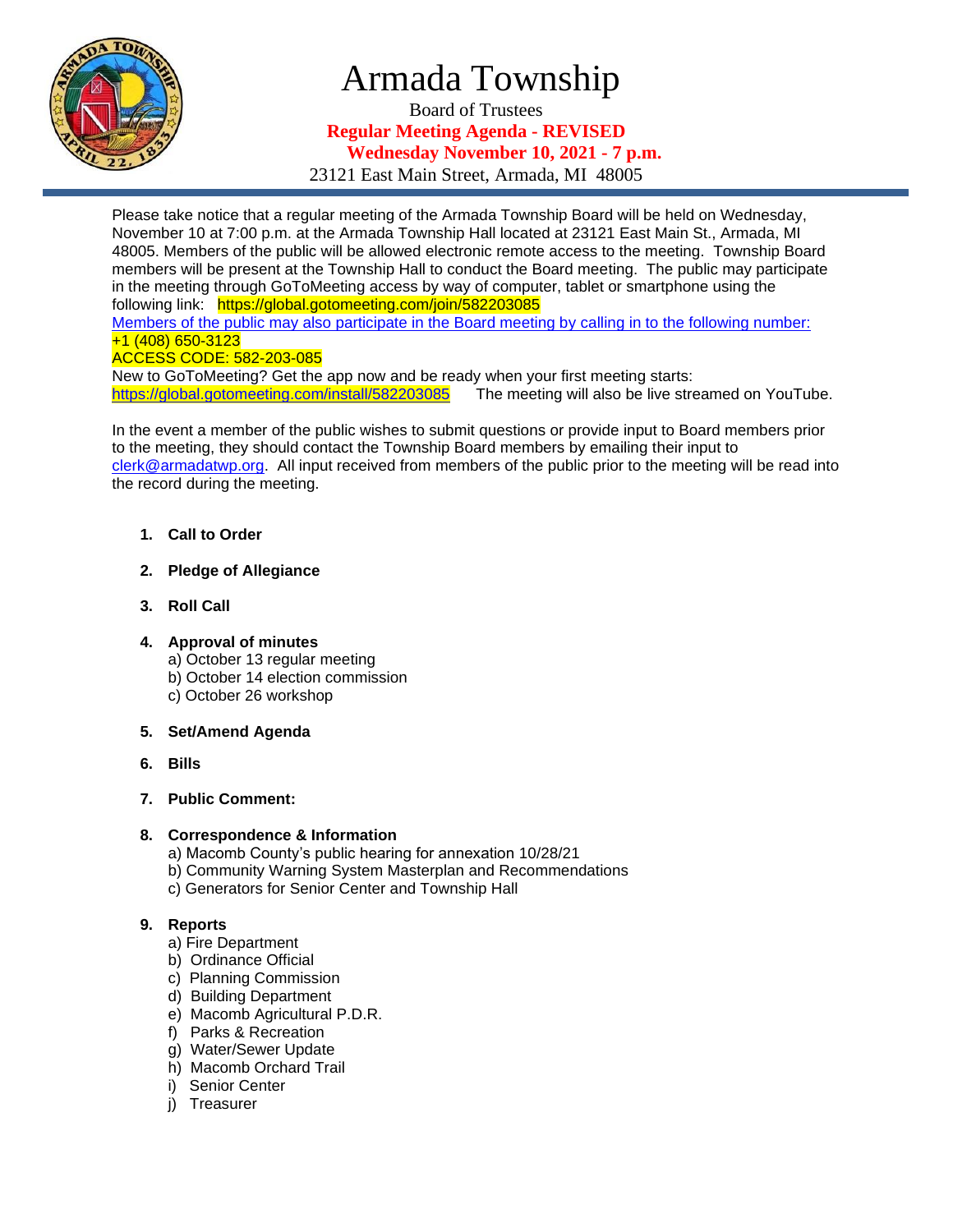# Armada Township

Board of Trustees

**Regular Meeting Agenda - REVISED**

**Wednesday November 10, 2021 - 7 p.m.**

23121 East Main Street, Armada, MI 48005

Please take notice that a regular meeting of the Armada Township Board will be held on Wednesday, November 10 at 7:00 p.m. at the Armada Township Hall located at 23121 East Main St., Armada, MI 48005. Members of the public will be allowed electronic remote access to the meeting. Township Board members will be present at the Township Hall to conduct the Board meeting. The public may participate in the meeting through GoToMeeting access by way of computer, tablet or smartphone using the following link: https://global.gotomeeting.com/join/582203085

Members of the public may also participate in the Board meeting by calling in to the following number: +1 (408) 650-3123

ACCESS CODE: 582-203-085

New to GoToMeeting? Get the app now and be ready when your first meeting starts: https://global.gotomeeting.com/install/582203085 The meeting will also be live streamed on YouTube.

In the event a member of the public wishes to submit questions or provide input to Board members prior to the meeting, they should contact the Township Board members by emailing their input to clerk@armadatwp.org. All input received from members of the public prior to the meeting will be read into the record during the meeting.

1. **Call to Order**
2. **Pledge of Allegiance**
3. **Roll Call**
4. **Approval of minutes**
   a) October 13 regular meeting
   b) October 14 election commission
   c) October 26 workshop
5. **Set/Amend Agenda**
6. **Bills**
7. **Public Comment:**
8. **Correspondence & Information**
   a) Macomb County's public hearing for annexation 10/28/21
   b) Community Warning System Masterplan and Recommendations
   c) Generators for Senior Center and Township Hall
9. **Reports**
   a) Fire Department
   b) Ordinance Official
   c) Planning Commission
   d) Building Department
   e) Macomb Agricultural P.D.R.
   f) Parks & Recreation
   g) Water/Sewer Update
   h) Macomb Orchard Trail
   i) Senior Center
   j) Treasurer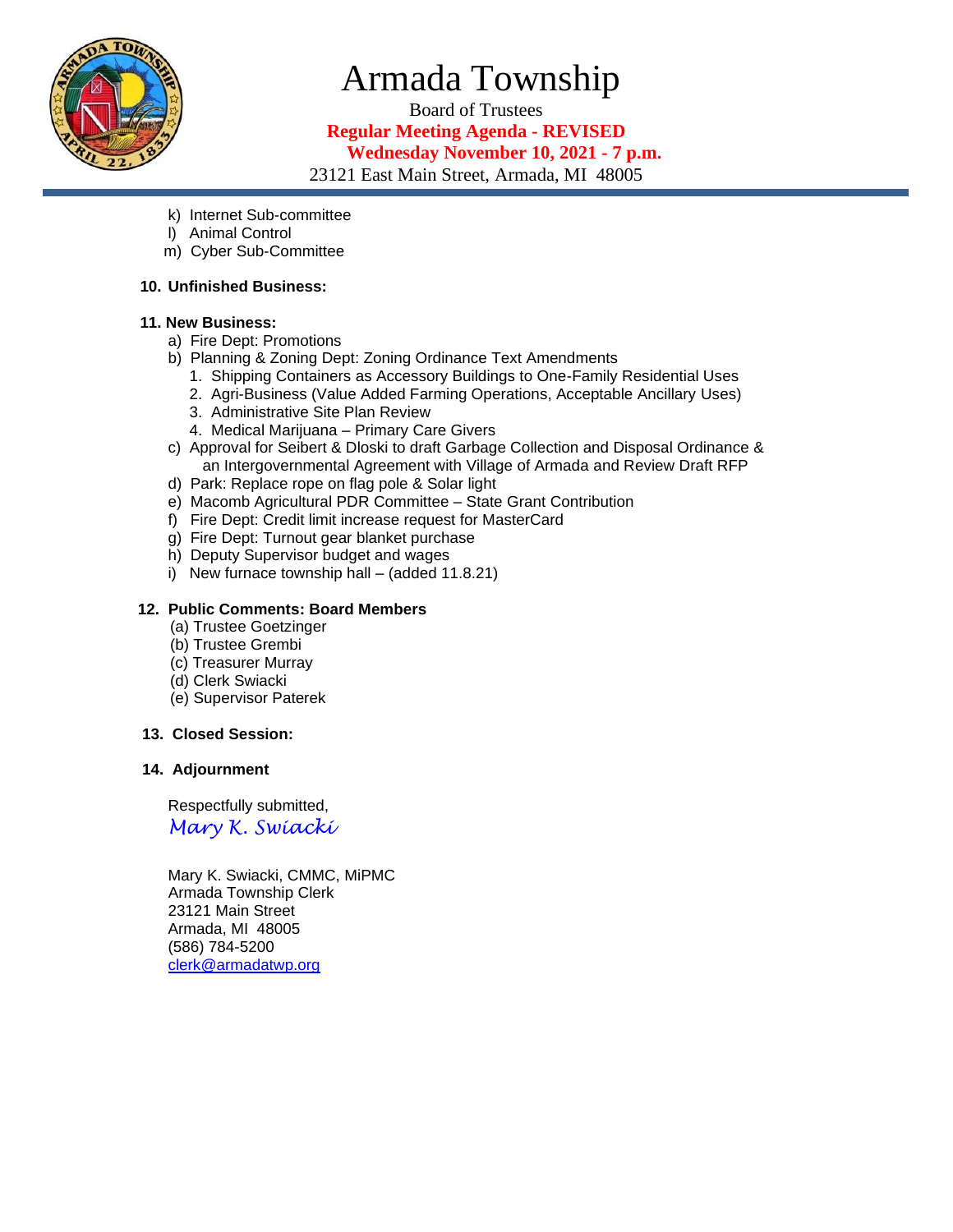# Armada Township

Board of Trustees

**Regular Meeting Agenda - REVISED**

**Wednesday November 10, 2021 - 7 p.m.**

23121 East Main Street, Armada, MI 48005

---

k) Internet Sub-committee
l) Animal Control
m) Cyber Sub-Committee

**10. Unfinished Business:**

**11. New Business:**

a) Fire Dept: Promotions
b) Planning & Zoning Dept: Zoning Ordinance Text Amendments
   1. Shipping Containers as Accessory Buildings to One-Family Residential Uses
   2. Agri-Business (Value Added Farming Operations, Acceptable Ancillary Uses)
   3. Administrative Site Plan Review
   4. Medical Marijuana – Primary Care Givers
c) Approval for Seibert & Dloski to draft Garbage Collection and Disposal Ordinance & an Intergovernmental Agreement with Village of Armada and Review Draft RFP
d) Park: Replace rope on flag pole & Solar light
e) Macomb Agricultural PDR Committee – State Grant Contribution
f) Fire Dept: Credit limit increase request for MasterCard
g) Fire Dept: Turnout gear blanket purchase
h) Deputy Supervisor budget and wages
i) New furnace township hall – (added 11.8.21)

**12. Public Comments: Board Members**

(a) Trustee Goetzinger
(b) Trustee Grembi
(c) Treasurer Murray
(d) Clerk Swiacki
(e) Supervisor Paterek

**13. Closed Session:**

**14. Adjournment**

Respectfully submitted,

*Mary K. Swiacki*

Mary K. Swiacki, CMMC, MiPMC
Armada Township Clerk
23121 Main Street
Armada, MI 48005
(586) 784-5200
clerk@armadatwp.org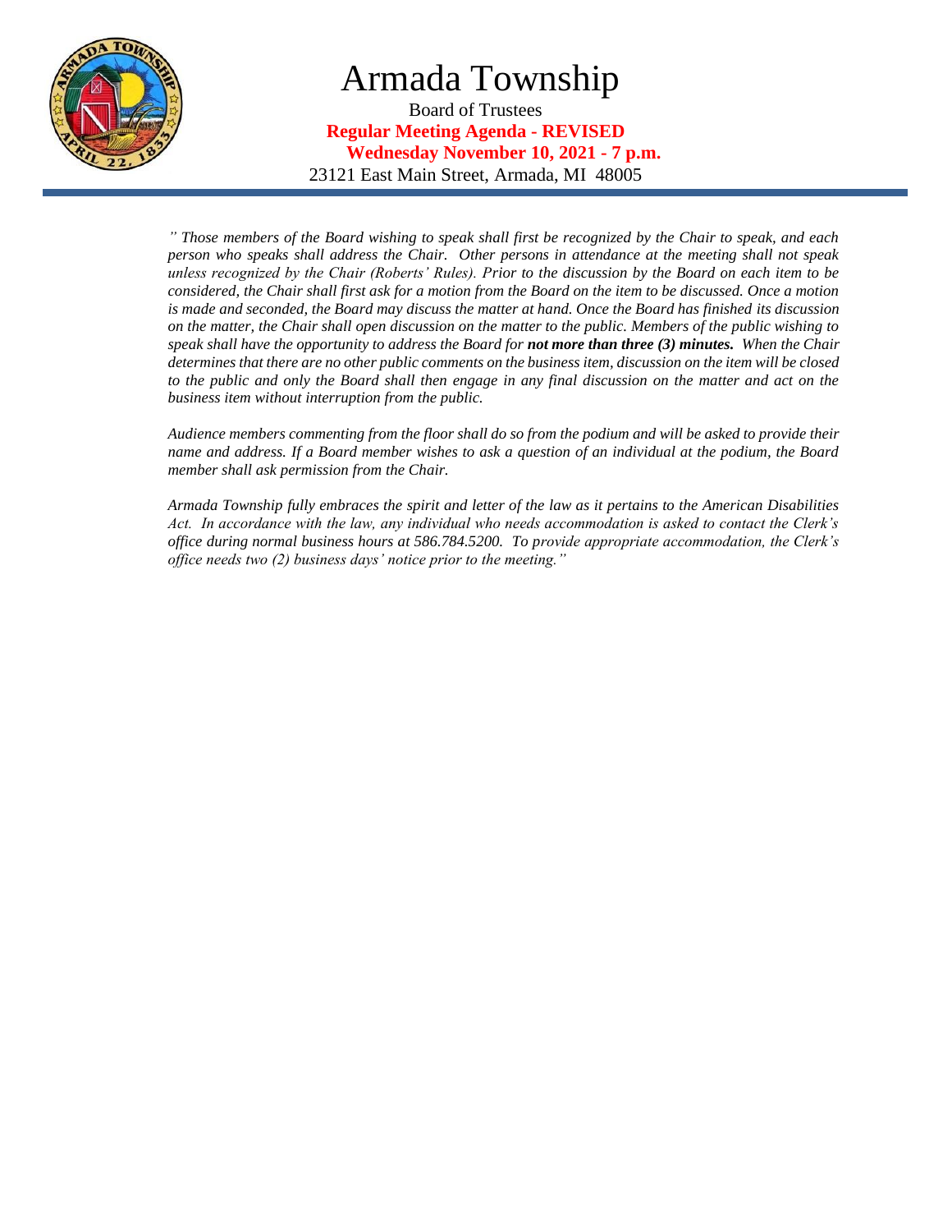# Armada Township

Board of Trustees

**Regular Meeting Agenda - REVISED**

**Wednesday November 10, 2021 - 7 p.m.**

23121 East Main Street, Armada, MI 48005

*" Those members of the Board wishing to speak shall first be recognized by the Chair to speak, and each person who speaks shall address the Chair. Other persons in attendance at the meeting shall not speak unless recognized by the Chair (Roberts' Rules). Prior to the discussion by the Board on each item to be considered, the Chair shall first ask for a motion from the Board on the item to be discussed. Once a motion is made and seconded, the Board may discuss the matter at hand. Once the Board has finished its discussion on the matter, the Chair shall open discussion on the matter to the public. Members of the public wishing to speak shall have the opportunity to address the Board for **not more than three (3) minutes.** When the Chair determines that there are no other public comments on the business item, discussion on the item will be closed to the public and only the Board shall then engage in any final discussion on the matter and act on the business item without interruption from the public.*

*Audience members commenting from the floor shall do so from the podium and will be asked to provide their name and address. If a Board member wishes to ask a question of an individual at the podium, the Board member shall ask permission from the Chair.*

*Armada Township fully embraces the spirit and letter of the law as it pertains to the American Disabilities Act. In accordance with the law, any individual who needs accommodation is asked to contact the Clerk's office during normal business hours at 586.784.5200. To provide appropriate accommodation, the Clerk's office needs two (2) business days' notice prior to the meeting."*